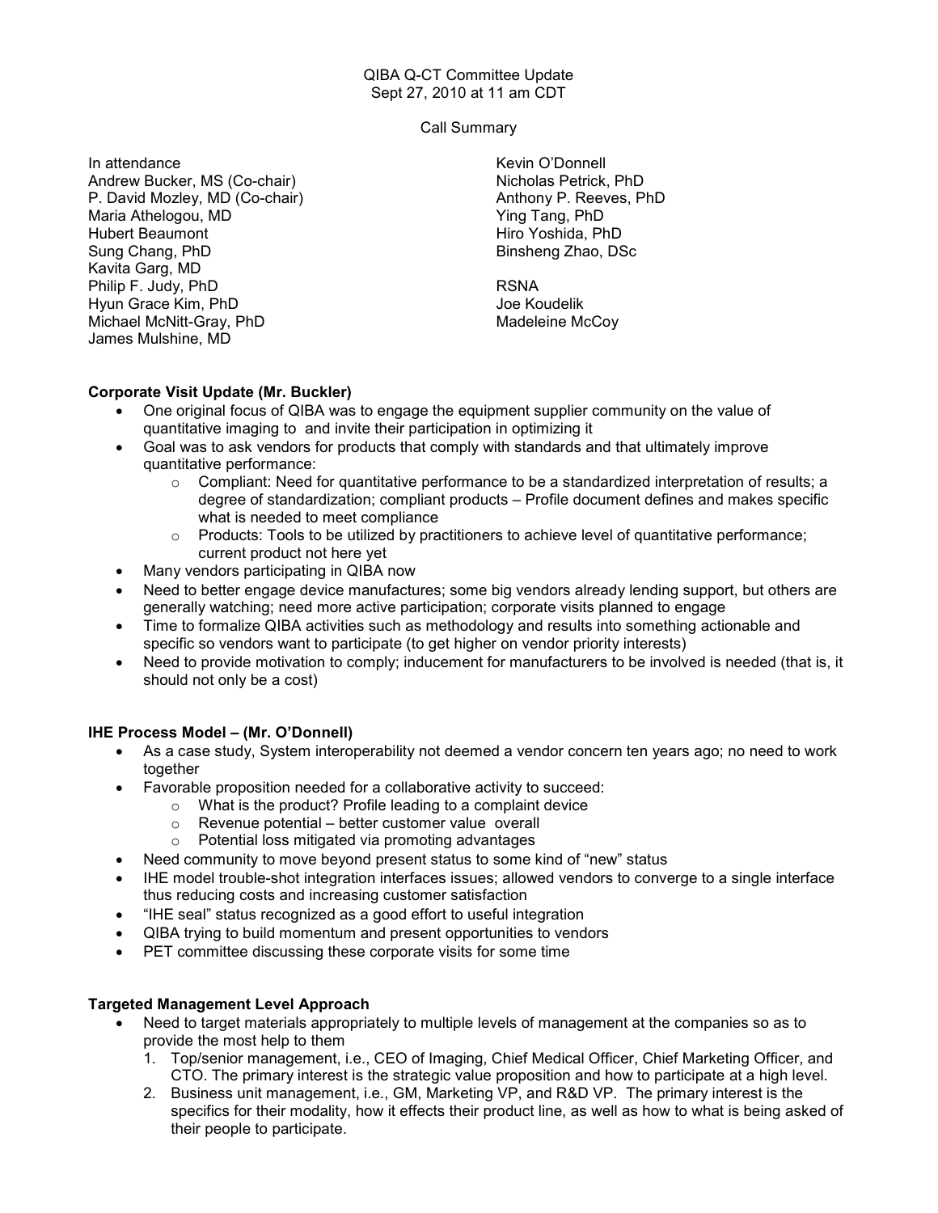QIBA Q-CT Committee Update
Sept 27, 2010 at 11 am CDT

Call Summary

In attendance
Andrew Bucker, MS (Co-chair)
P. David Mozley, MD (Co-chair)
Maria Athelogou, MD
Hubert Beaumont
Sung Chang, PhD
Kavita Garg, MD
Philip F. Judy, PhD
Hyun Grace Kim, PhD
Michael McNitt-Gray, PhD
James Mulshine, MD
Kevin O'Donnell
Nicholas Petrick, PhD
Anthony P. Reeves, PhD
Ying Tang, PhD
Hiro Yoshida, PhD
Binsheng Zhao, DSc

RSNA
Joe Koudelik
Madeleine McCoy

**Corporate Visit Update (Mr. Buckler)**

- One original focus of QIBA was to engage the equipment supplier community on the value of quantitative imaging to  and invite their participation in optimizing it
- Goal was to ask vendors for products that comply with standards and that ultimately improve quantitative performance:
  - Compliant: Need for quantitative performance to be a standardized interpretation of results; a degree of standardization; compliant products – Profile document defines and makes specific what is needed to meet compliance
  - Products: Tools to be utilized by practitioners to achieve level of quantitative performance; current product not here yet
- Many vendors participating in QIBA now
- Need to better engage device manufactures; some big vendors already lending support, but others are generally watching; need more active participation; corporate visits planned to engage
- Time to formalize QIBA activities such as methodology and results into something actionable and specific so vendors want to participate (to get higher on vendor priority interests)
- Need to provide motivation to comply; inducement for manufacturers to be involved is needed (that is, it should not only be a cost)

**IHE Process Model – (Mr. O'Donnell)**

- As a case study, System interoperability not deemed a vendor concern ten years ago; no need to work together
- Favorable proposition needed for a collaborative activity to succeed:
  - What is the product? Profile leading to a complaint device
  - Revenue potential – better customer value  overall
  - Potential loss mitigated via promoting advantages
- Need community to move beyond present status to some kind of "new" status
- IHE model trouble-shot integration interfaces issues; allowed vendors to converge to a single interface thus reducing costs and increasing customer satisfaction
- "IHE seal" status recognized as a good effort to useful integration
- QIBA trying to build momentum and present opportunities to vendors
- PET committee discussing these corporate visits for some time

**Targeted Management Level Approach**

- Need to target materials appropriately to multiple levels of management at the companies so as to provide the most help to them
  1. Top/senior management, i.e., CEO of Imaging, Chief Medical Officer, Chief Marketing Officer, and CTO. The primary interest is the strategic value proposition and how to participate at a high level.
  2. Business unit management, i.e., GM, Marketing VP, and R&D VP.  The primary interest is the specifics for their modality, how it effects their product line, as well as how to what is being asked of their people to participate.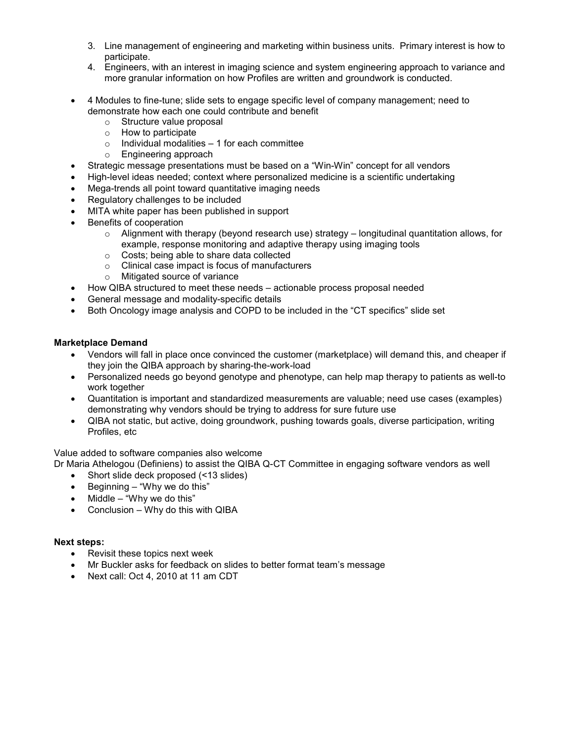3. Line management of engineering and marketing within business units. Primary interest is how to participate.
4. Engineers, with an interest in imaging science and system engineering approach to variance and more granular information on how Profiles are written and groundwork is conducted.

- 4 Modules to fine-tune; slide sets to engage specific level of company management; need to demonstrate how each one could contribute and benefit
  - Structure value proposal
  - How to participate
  - Individual modalities – 1 for each committee
  - Engineering approach
- Strategic message presentations must be based on a "Win-Win" concept for all vendors
- High-level ideas needed; context where personalized medicine is a scientific undertaking
- Mega-trends all point toward quantitative imaging needs
- Regulatory challenges to be included
- MITA white paper has been published in support
- Benefits of cooperation
  - Alignment with therapy (beyond research use) strategy – longitudinal quantitation allows, for example, response monitoring and adaptive therapy using imaging tools
  - Costs; being able to share data collected
  - Clinical case impact is focus of manufacturers
  - Mitigated source of variance
- How QIBA structured to meet these needs – actionable process proposal needed
- General message and modality-specific details
- Both Oncology image analysis and COPD to be included in the "CT specifics" slide set

**Marketplace Demand**

- Vendors will fall in place once convinced the customer (marketplace) will demand this, and cheaper if they join the QIBA approach by sharing-the-work-load
- Personalized needs go beyond genotype and phenotype, can help map therapy to patients as well-to work together
- Quantitation is important and standardized measurements are valuable; need use cases (examples) demonstrating why vendors should be trying to address for sure future use
- QIBA not static, but active, doing groundwork, pushing towards goals, diverse participation, writing Profiles, etc

Value added to software companies also welcome

Dr Maria Athelogou (Definiens) to assist the QIBA Q-CT Committee in engaging software vendors as well

- Short slide deck proposed (<13 slides)
- Beginning – "Why we do this"
- Middle – "Why we do this"
- Conclusion – Why do this with QIBA

**Next steps:**

- Revisit these topics next week
- Mr Buckler asks for feedback on slides to better format team's message
- Next call: Oct 4, 2010 at 11 am CDT